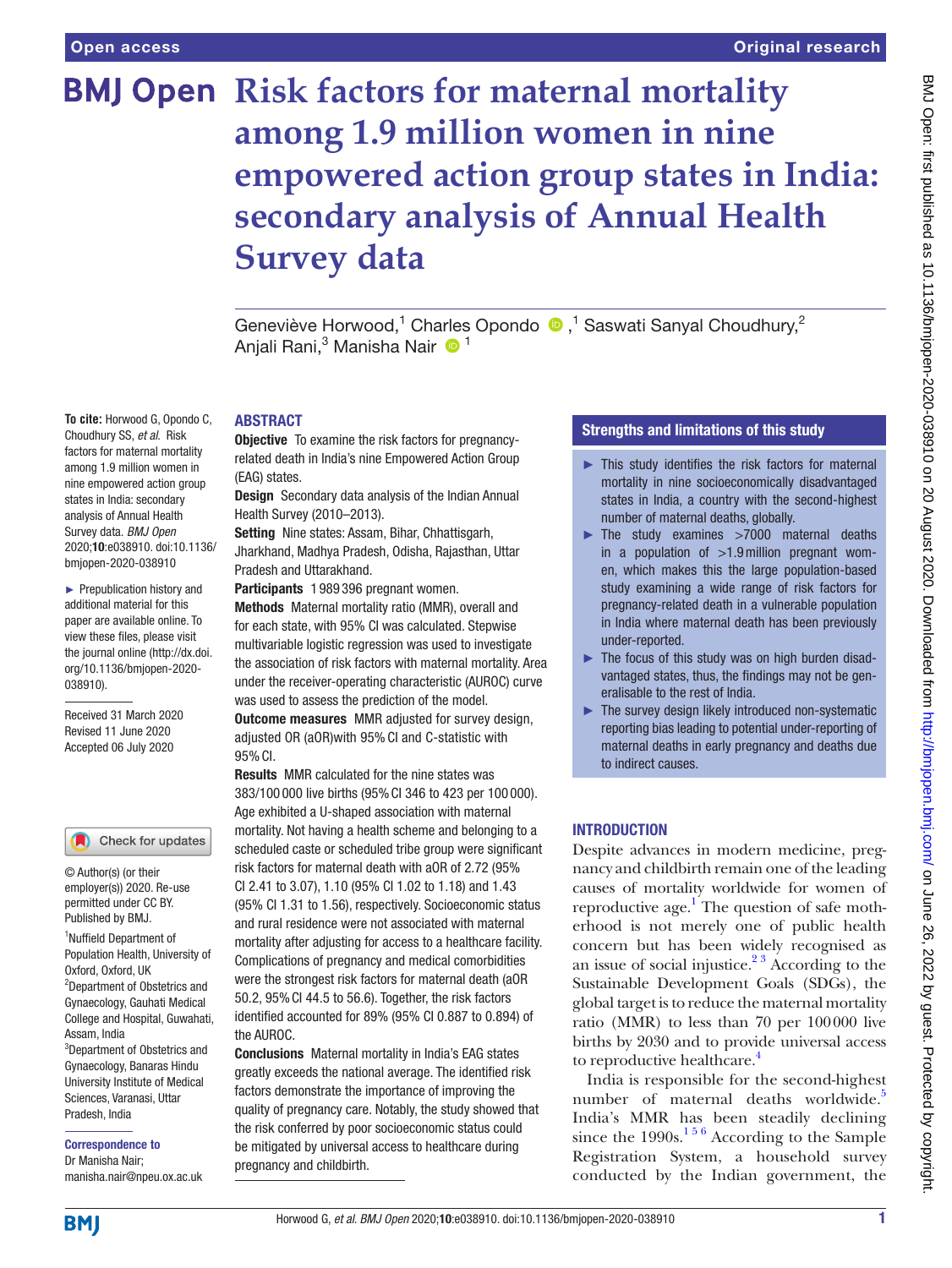# Risk factors for maternal mortality among 1.9 million women in nine empowered action group states in India: secondary analysis of Annual Health Survey data

Geneviève Horwood,[1] Charles Opondo,[1] Saswati Sanyal Choudhury,[2] Anjali Rani,[3] Manisha Nair[1]

**To cite:** Horwood G, Opondo C, Choudhury SS, *et al*. Risk factors for maternal mortality among 1.9 million women in nine empowered action group states in India: secondary analysis of Annual Health Survey data. *BMJ Open* 2020;**10**:e038910. doi:10.1136/bmjopen-2020-038910

- Prepublication history and additional material for this paper are available online. To view these files, please visit the journal online (http://dx.doi.org/10.1136/bmjopen-2020-038910).

Received 31 March 2020
Revised 11 June 2020
Accepted 06 July 2020

© Author(s) (or their employer(s)) 2020. Re-use permitted under CC BY. Published by BMJ.

[1]Nuffield Department of Population Health, University of Oxford, Oxford, UK
[2]Department of Obstetrics and Gynaecology, Gauhati Medical College and Hospital, Guwahati, Assam, India
[3]Department of Obstetrics and Gynaecology, Banaras Hindu University Institute of Medical Sciences, Varanasi, Uttar Pradesh, India

**Correspondence to**
Dr Manisha Nair;
manisha.nair@npeu.ox.ac.uk

## ABSTRACT

**Objective** To examine the risk factors for pregnancy-related death in India's nine Empowered Action Group (EAG) states.

**Design** Secondary data analysis of the Indian Annual Health Survey (2010–2013).

**Setting** Nine states: Assam, Bihar, Chhattisgarh, Jharkhand, Madhya Pradesh, Odisha, Rajasthan, Uttar Pradesh and Uttarakhand.

**Participants** 1 989 396 pregnant women.

**Methods** Maternal mortality ratio (MMR), overall and for each state, with 95% CI was calculated. Stepwise multivariable logistic regression was used to investigate the association of risk factors with maternal mortality. Area under the receiver-operating characteristic (AUROC) curve was used to assess the prediction of the model.

**Outcome measures** MMR adjusted for survey design, adjusted OR (aOR)with 95% CI and C-statistic with 95% CI.

**Results** MMR calculated for the nine states was 383/100 000 live births (95% CI 346 to 423 per 100 000). Age exhibited a U-shaped association with maternal mortality. Not having a health scheme and belonging to a scheduled caste or scheduled tribe group were significant risk factors for maternal death with aOR of 2.72 (95% CI 2.41 to 3.07), 1.10 (95% CI 1.02 to 1.18) and 1.43 (95% CI 1.31 to 1.56), respectively. Socioeconomic status and rural residence were not associated with maternal mortality after adjusting for access to a healthcare facility. Complications of pregnancy and medical comorbidities were the strongest risk factors for maternal death (aOR 50.2, 95% CI 44.5 to 56.6). Together, the risk factors identified accounted for 89% (95% CI 0.887 to 0.894) of the AUROC.

**Conclusions** Maternal mortality in India's EAG states greatly exceeds the national average. The identified risk factors demonstrate the importance of improving the quality of pregnancy care. Notably, the study showed that the risk conferred by poor socioeconomic status could be mitigated by universal access to healthcare during pregnancy and childbirth.

## Strengths and limitations of this study

- This study identifies the risk factors for maternal mortality in nine socioeconomically disadvantaged states in India, a country with the second-highest number of maternal deaths, globally.
- The study examines >7000 maternal deaths in a population of >1.9 million pregnant women, which makes this the large population-based study examining a wide range of risk factors for pregnancy-related death in a vulnerable population in India where maternal death has been previously under-reported.
- The focus of this study was on high burden disadvantaged states, thus, the findings may not be generalisable to the rest of India.
- The survey design likely introduced non-systematic reporting bias leading to potential under-reporting of maternal deaths in early pregnancy and deaths due to indirect causes.

## INTRODUCTION

Despite advances in modern medicine, pregnancy and childbirth remain one of the leading causes of mortality worldwide for women of reproductive age.[1] The question of safe motherhood is not merely one of public health concern but has been widely recognised as an issue of social injustice.[2,3] According to the Sustainable Development Goals (SDGs), the global target is to reduce the maternal mortality ratio (MMR) to less than 70 per 100 000 live births by 2030 and to provide universal access to reproductive healthcare.[4]

India is responsible for the second-highest number of maternal deaths worldwide.[5] India's MMR has been steadily declining since the 1990s.[1,5,6] According to the Sample Registration System, a household survey conducted by the Indian government, the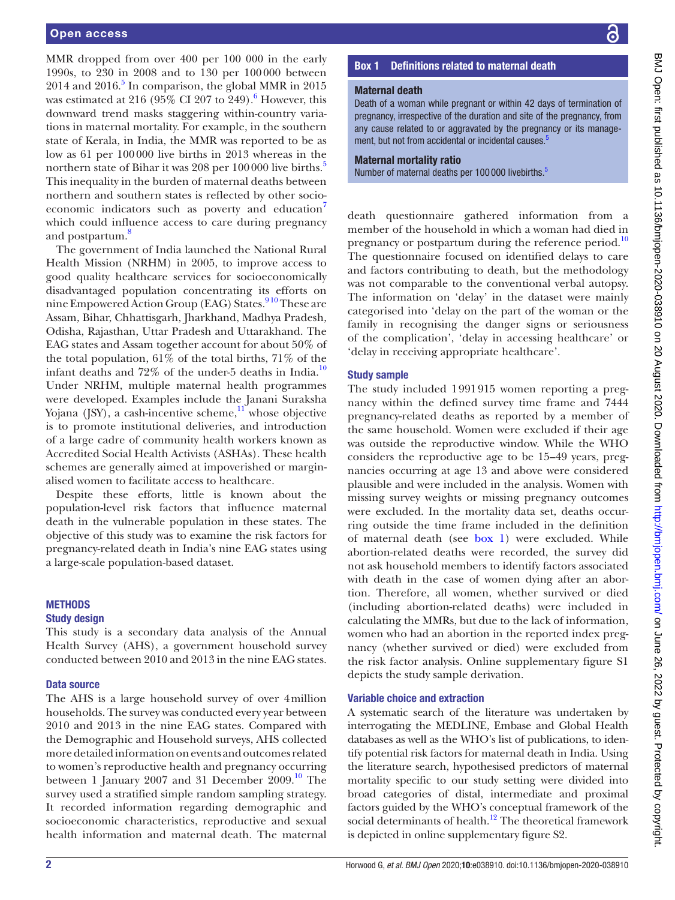MMR dropped from over 400 per 100 000 in the early 1990s, to 230 in 2008 and to 130 per 100 000 between 2014 and 2016.[5] In comparison, the global MMR in 2015 was estimated at 216 (95% CI 207 to 249).[6] However, this downward trend masks staggering within-country variations in maternal mortality. For example, in the southern state of Kerala, in India, the MMR was reported to be as low as 61 per 100 000 live births in 2013 whereas in the northern state of Bihar it was 208 per 100 000 live births.[5] This inequality in the burden of maternal deaths between northern and southern states is reflected by other socioeconomic indicators such as poverty and education[7] which could influence access to care during pregnancy and postpartum.[8]

The government of India launched the National Rural Health Mission (NRHM) in 2005, to improve access to good quality healthcare services for socioeconomically disadvantaged population concentrating its efforts on nine Empowered Action Group (EAG) States.[9,10] These are Assam, Bihar, Chhattisgarh, Jharkhand, Madhya Pradesh, Odisha, Rajasthan, Uttar Pradesh and Uttarakhand. The EAG states and Assam together account for about 50% of the total population, 61% of the total births, 71% of the infant deaths and 72% of the under-5 deaths in India.[10] Under NRHM, multiple maternal health programmes were developed. Examples include the Janani Suraksha Yojana (JSY), a cash-incentive scheme,[11] whose objective is to promote institutional deliveries, and introduction of a large cadre of community health workers known as Accredited Social Health Activists (ASHAs). These health schemes are generally aimed at impoverished or marginalised women to facilitate access to healthcare.

Despite these efforts, little is known about the population-level risk factors that influence maternal death in the vulnerable population in these states. The objective of this study was to examine the risk factors for pregnancy-related death in India's nine EAG states using a large-scale population-based dataset.

## METHODS

### Study design

This study is a secondary data analysis of the Annual Health Survey (AHS), a government household survey conducted between 2010 and 2013 in the nine EAG states.

### Data source

The AHS is a large household survey of over 4 million households. The survey was conducted every year between 2010 and 2013 in the nine EAG states. Compared with the Demographic and Household surveys, AHS collected more detailed information on events and outcomes related to women's reproductive health and pregnancy occurring between 1 January 2007 and 31 December 2009.[10] The survey used a stratified simple random sampling strategy. It recorded information regarding demographic and socioeconomic characteristics, reproductive and sexual health information and maternal death. The maternal death questionnaire gathered information from a member of the household in which a woman had died in pregnancy or postpartum during the reference period.[10] The questionnaire focused on identified delays to care and factors contributing to death, but the methodology was not comparable to the conventional verbal autopsy. The information on 'delay' in the dataset were mainly categorised into 'delay on the part of the woman or the family in recognising the danger signs or seriousness of the complication', 'delay in accessing healthcare' or 'delay in receiving appropriate healthcare'.

> **Box 1 Definitions related to maternal death**
>
> **Maternal death**
>
> Death of a woman while pregnant or within 42 days of termination of pregnancy, irrespective of the duration and site of the pregnancy, from any cause related to or aggravated by the pregnancy or its management, but not from accidental or incidental causes.[5]
>
> **Maternal mortality ratio**
>
> Number of maternal deaths per 100 000 livebirths.[5]

### Study sample

The study included 1 991 915 women reporting a pregnancy within the defined survey time frame and 7444 pregnancy-related deaths as reported by a member of the same household. Women were excluded if their age was outside the reproductive window. While the WHO considers the reproductive age to be 15–49 years, pregnancies occurring at age 13 and above were considered plausible and were included in the analysis. Women with missing survey weights or missing pregnancy outcomes were excluded. In the mortality data set, deaths occurring outside the time frame included in the definition of maternal death (see box 1) were excluded. While abortion-related deaths were recorded, the survey did not ask household members to identify factors associated with death in the case of women dying after an abortion. Therefore, all women, whether survived or died (including abortion-related deaths) were included in calculating the MMRs, but due to the lack of information, women who had an abortion in the reported index pregnancy (whether survived or died) were excluded from the risk factor analysis. Online supplementary figure S1 depicts the study sample derivation.

### Variable choice and extraction

A systematic search of the literature was undertaken by interrogating the MEDLINE, Embase and Global Health databases as well as the WHO's list of publications, to identify potential risk factors for maternal death in India. Using the literature search, hypothesised predictors of maternal mortality specific to our study setting were divided into broad categories of distal, intermediate and proximal factors guided by the WHO's conceptual framework of the social determinants of health.[12] The theoretical framework is depicted in online supplementary figure S2.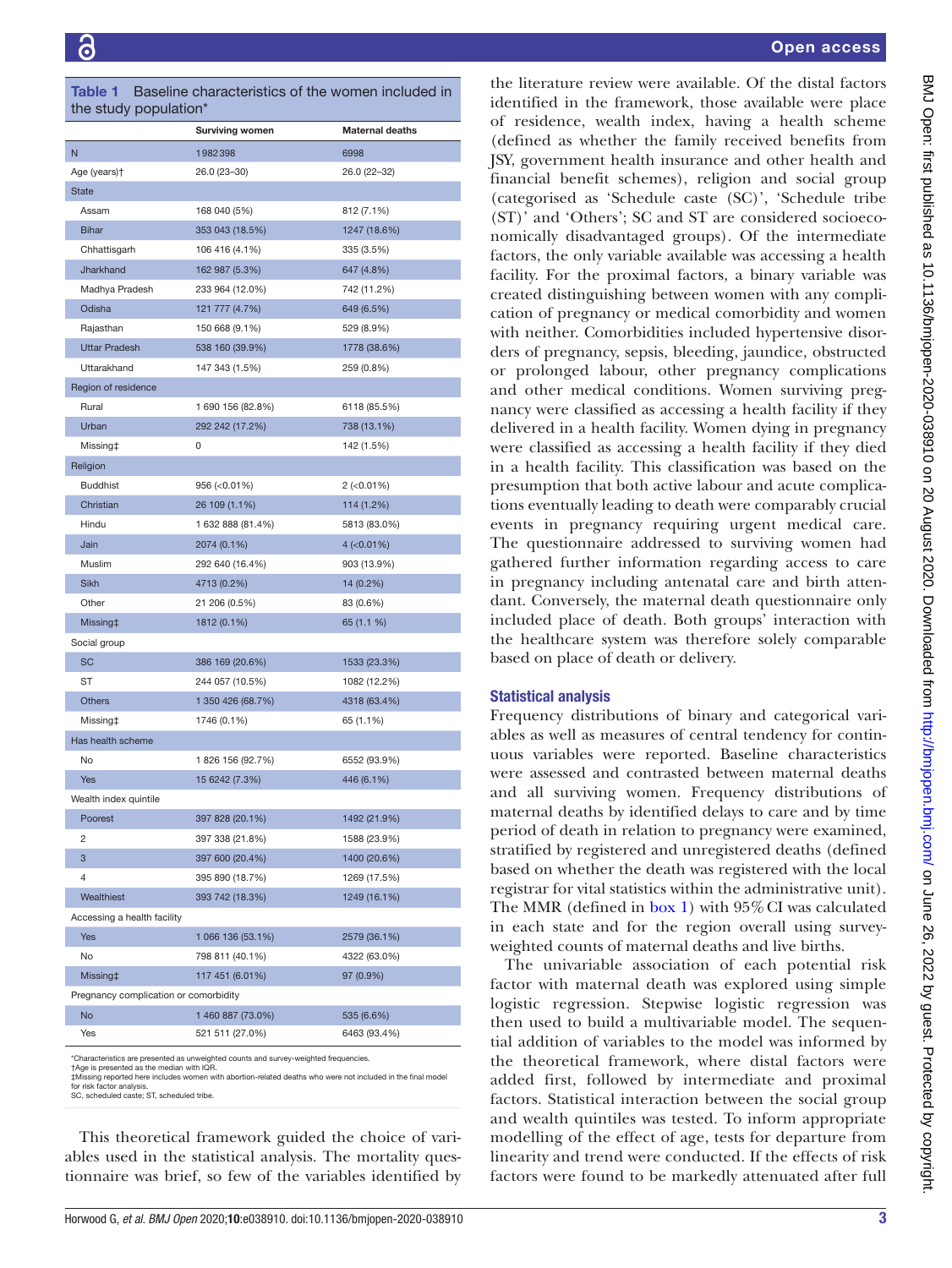**Table 1** Baseline characteristics of the women included in the study population*

| | Surviving women | Maternal deaths |
|---|---|---|
| N | 1982398 | 6998 |
| Age (years)† | 26.0 (23–30) | 26.0 (22–32) |
| State | | |
| Assam | 168 040 (5%) | 812 (7.1%) |
| Bihar | 353 043 (18.5%) | 1247 (18.6%) |
| Chhattisgarh | 106 416 (4.1%) | 335 (3.5%) |
| Jharkhand | 162 987 (5.3%) | 647 (4.8%) |
| Madhya Pradesh | 233 964 (12.0%) | 742 (11.2%) |
| Odisha | 121 777 (4.7%) | 649 (6.5%) |
| Rajasthan | 150 668 (9.1%) | 529 (8.9%) |
| Uttar Pradesh | 538 160 (39.9%) | 1778 (38.6%) |
| Uttarakhand | 147 343 (1.5%) | 259 (0.8%) |
| Region of residence | | |
| Rural | 1 690 156 (82.8%) | 6118 (85.5%) |
| Urban | 292 242 (17.2%) | 738 (13.1%) |
| Missing‡ | 0 | 142 (1.5%) |
| Religion | | |
| Buddhist | 956 (<0.01%) | 2 (<0.01%) |
| Christian | 26 109 (1.1%) | 114 (1.2%) |
| Hindu | 1 632 888 (81.4%) | 5813 (83.0%) |
| Jain | 2074 (0.1%) | 4 (<0.01%) |
| Muslim | 292 640 (16.4%) | 903 (13.9%) |
| Sikh | 4713 (0.2%) | 14 (0.2%) |
| Other | 21 206 (0.5%) | 83 (0.6%) |
| Missing‡ | 1812 (0.1%) | 65 (1.1 %) |
| Social group | | |
| SC | 386 169 (20.6%) | 1533 (23.3%) |
| ST | 244 057 (10.5%) | 1082 (12.2%) |
| Others | 1 350 426 (68.7%) | 4318 (63.4%) |
| Missing‡ | 1746 (0.1%) | 65 (1.1%) |
| Has health scheme | | |
| No | 1 826 156 (92.7%) | 6552 (93.9%) |
| Yes | 15 6242 (7.3%) | 446 (6.1%) |
| Wealth index quintile | | |
| Poorest | 397 828 (20.1%) | 1492 (21.9%) |
| 2 | 397 338 (21.8%) | 1588 (23.9%) |
| 3 | 397 600 (20.4%) | 1400 (20.6%) |
| 4 | 395 890 (18.7%) | 1269 (17.5%) |
| Wealthiest | 393 742 (18.3%) | 1249 (16.1%) |
| Accessing a health facility | | |
| Yes | 1 066 136 (53.1%) | 2579 (36.1%) |
| No | 798 811 (40.1%) | 4322 (63.0%) |
| Missing‡ | 117 451 (6.01%) | 97 (0.9%) |
| Pregnancy complication or comorbidity | | |
| No | 1 460 887 (73.0%) | 535 (6.6%) |
| Yes | 521 511 (27.0%) | 6463 (93.4%) |

*Characteristics are presented as unweighted counts and survey-weighted frequencies.
†Age is presented as the median with IQR.
‡Missing reported here includes women with abortion-related deaths who were not included in the final model for risk factor analysis.
SC, scheduled caste; ST, scheduled tribe.

This theoretical framework guided the choice of variables used in the statistical analysis. The mortality questionnaire was brief, so few of the variables identified by the literature review were available. Of the distal factors identified in the framework, those available were place of residence, wealth index, having a health scheme (defined as whether the family received benefits from JSY, government health insurance and other health and financial benefit schemes), religion and social group (categorised as 'Schedule caste (SC)', 'Schedule tribe (ST)' and 'Others'; SC and ST are considered socioeconomically disadvantaged groups). Of the intermediate factors, the only variable available was accessing a health facility. For the proximal factors, a binary variable was created distinguishing between women with any complication of pregnancy or medical comorbidity and women with neither. Comorbidities included hypertensive disorders of pregnancy, sepsis, bleeding, jaundice, obstructed or prolonged labour, other pregnancy complications and other medical conditions. Women surviving pregnancy were classified as accessing a health facility if they delivered in a health facility. Women dying in pregnancy were classified as accessing a health facility if they died in a health facility. This classification was based on the presumption that both active labour and acute complications eventually leading to death were comparably crucial events in pregnancy requiring urgent medical care. The questionnaire addressed to surviving women had gathered further information regarding access to care in pregnancy including antenatal care and birth attendant. Conversely, the maternal death questionnaire only included place of death. Both groups' interaction with the healthcare system was therefore solely comparable based on place of death or delivery.

### Statistical analysis

Frequency distributions of binary and categorical variables as well as measures of central tendency for continuous variables were reported. Baseline characteristics were assessed and contrasted between maternal deaths and all surviving women. Frequency distributions of maternal deaths by identified delays to care and by time period of death in relation to pregnancy were examined, stratified by registered and unregistered deaths (defined based on whether the death was registered with the local registrar for vital statistics within the administrative unit). The MMR (defined in box 1) with 95% CI was calculated in each state and for the region overall using survey-weighted counts of maternal deaths and live births.

The univariable association of each potential risk factor with maternal death was explored using simple logistic regression. Stepwise logistic regression was then used to build a multivariable model. The sequential addition of variables to the model was informed by the theoretical framework, where distal factors were added first, followed by intermediate and proximal factors. Statistical interaction between the social group and wealth quintiles was tested. To inform appropriate modelling of the effect of age, tests for departure from linearity and trend were conducted. If the effects of risk factors were found to be markedly attenuated after full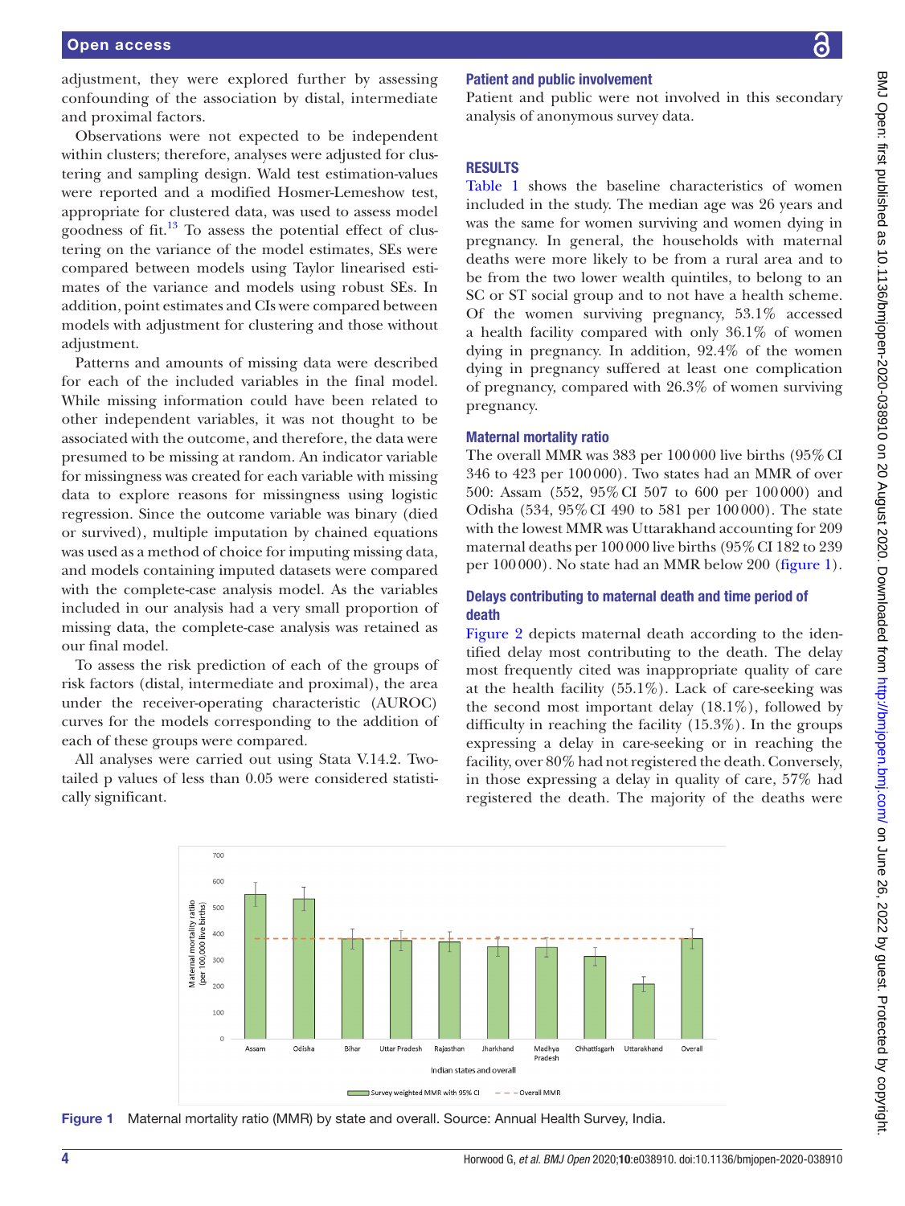adjustment, they were explored further by assessing confounding of the association by distal, intermediate and proximal factors.

Observations were not expected to be independent within clusters; therefore, analyses were adjusted for clustering and sampling design. Wald test estimation-values were reported and a modified Hosmer-Lemeshow test, appropriate for clustered data, was used to assess model goodness of fit.[13] To assess the potential effect of clustering on the variance of the model estimates, SEs were compared between models using Taylor linearised estimates of the variance and models using robust SEs. In addition, point estimates and CIs were compared between models with adjustment for clustering and those without adjustment.

Patterns and amounts of missing data were described for each of the included variables in the final model. While missing information could have been related to other independent variables, it was not thought to be associated with the outcome, and therefore, the data were presumed to be missing at random. An indicator variable for missingness was created for each variable with missing data to explore reasons for missingness using logistic regression. Since the outcome variable was binary (died or survived), multiple imputation by chained equations was used as a method of choice for imputing missing data, and models containing imputed datasets were compared with the complete-case analysis model. As the variables included in our analysis had a very small proportion of missing data, the complete-case analysis was retained as our final model.

To assess the risk prediction of each of the groups of risk factors (distal, intermediate and proximal), the area under the receiver-operating characteristic (AUROC) curves for the models corresponding to the addition of each of these groups were compared.

All analyses were carried out using Stata V.14.2. Two-tailed p values of less than 0.05 were considered statistically significant.

### Patient and public involvement

Patient and public were not involved in this secondary analysis of anonymous survey data.

## RESULTS

Table 1 shows the baseline characteristics of women included in the study. The median age was 26 years and was the same for women surviving and women dying in pregnancy. In general, the households with maternal deaths were more likely to be from a rural area and to be from the two lower wealth quintiles, to belong to an SC or ST social group and to not have a health scheme. Of the women surviving pregnancy, 53.1% accessed a health facility compared with only 36.1% of women dying in pregnancy. In addition, 92.4% of the women dying in pregnancy suffered at least one complication of pregnancy, compared with 26.3% of women surviving pregnancy.

### Maternal mortality ratio

The overall MMR was 383 per 100 000 live births (95% CI 346 to 423 per 100 000). Two states had an MMR of over 500: Assam (552, 95% CI 507 to 600 per 100 000) and Odisha (534, 95% CI 490 to 581 per 100 000). The state with the lowest MMR was Uttarakhand accounting for 209 maternal deaths per 100 000 live births (95% CI 182 to 239 per 100 000). No state had an MMR below 200 (figure 1).

### Delays contributing to maternal death and time period of death

Figure 2 depicts maternal death according to the identified delay most contributing to the death. The delay most frequently cited was inappropriate quality of care at the health facility (55.1%). Lack of care-seeking was the second most important delay (18.1%), followed by difficulty in reaching the facility (15.3%). In the groups expressing a delay in care-seeking or in reaching the facility, over 80% had not registered the death. Conversely, in those expressing a delay in quality of care, 57% had registered the death. The majority of the deaths were

Figure 1 Maternal mortality ratio (MMR) by state and overall. Source: Annual Health Survey, India.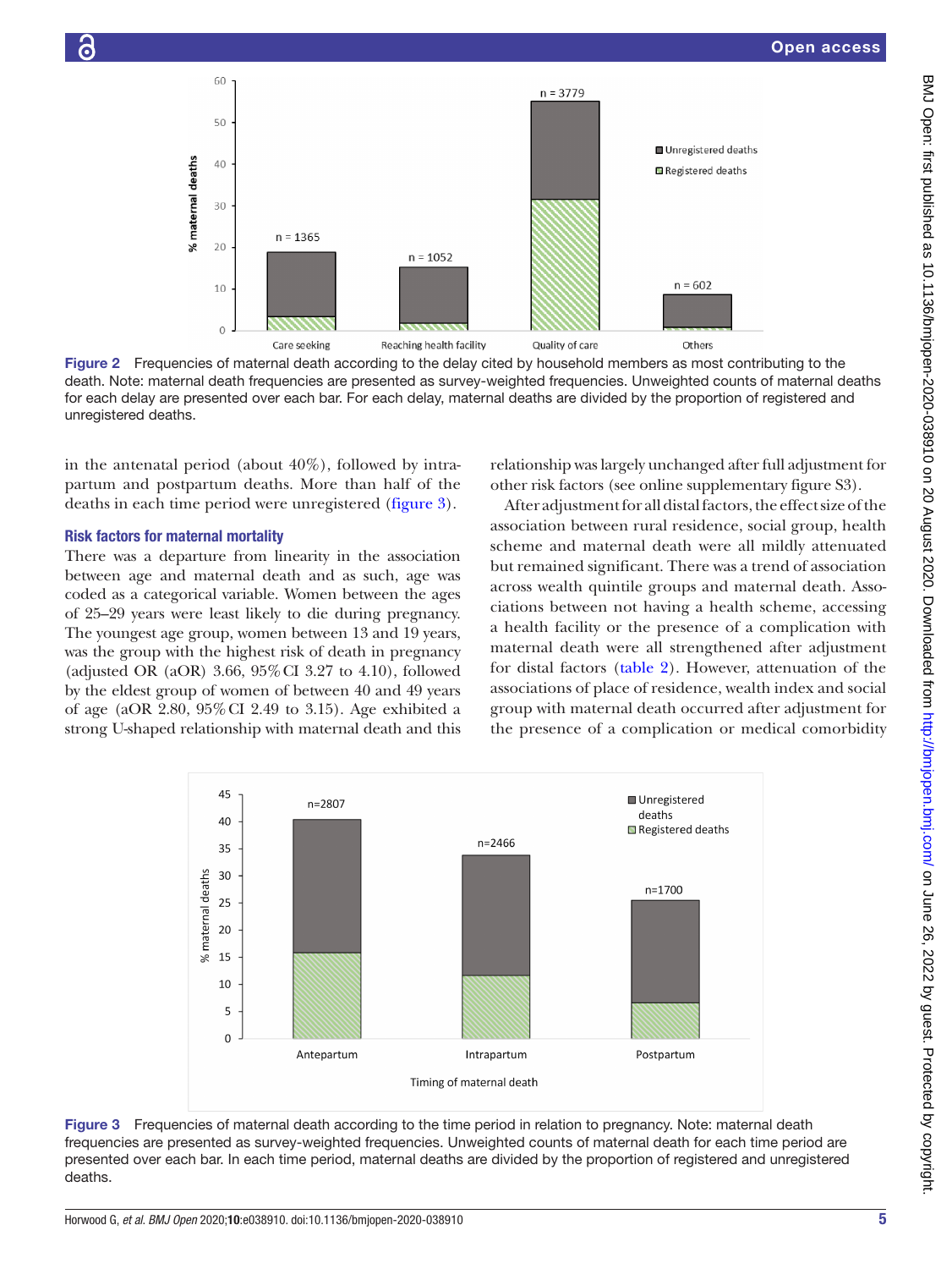Figure 2 Frequencies of maternal death according to the delay cited by household members as most contributing to the death. Note: maternal death frequencies are presented as survey-weighted frequencies. Unweighted counts of maternal deaths for each delay are presented over each bar. For each delay, maternal deaths are divided by the proportion of registered and unregistered deaths.

in the antenatal period (about 40%), followed by intrapartum and postpartum deaths. More than half of the deaths in each time period were unregistered (figure 3).

### Risk factors for maternal mortality

There was a departure from linearity in the association between age and maternal death and as such, age was coded as a categorical variable. Women between the ages of 25–29 years were least likely to die during pregnancy. The youngest age group, women between 13 and 19 years, was the group with the highest risk of death in pregnancy (adjusted OR (aOR) 3.66, 95% CI 3.27 to 4.10), followed by the eldest group of women of between 40 and 49 years of age (aOR 2.80, 95% CI 2.49 to 3.15). Age exhibited a strong U-shaped relationship with maternal death and this relationship was largely unchanged after full adjustment for other risk factors (see online supplementary figure S3).

After adjustment for all distal factors, the effect size of the association between rural residence, social group, health scheme and maternal death were all mildly attenuated but remained significant. There was a trend of association across wealth quintile groups and maternal death. Associations between not having a health scheme, accessing a health facility or the presence of a complication with maternal death were all strengthened after adjustment for distal factors (table 2). However, attenuation of the associations of place of residence, wealth index and social group with maternal death occurred after adjustment for the presence of a complication or medical comorbidity

Figure 3 Frequencies of maternal death according to the time period in relation to pregnancy. Note: maternal death frequencies are presented as survey-weighted frequencies. Unweighted counts of maternal death for each time period are presented over each bar. In each time period, maternal deaths are divided by the proportion of registered and unregistered deaths.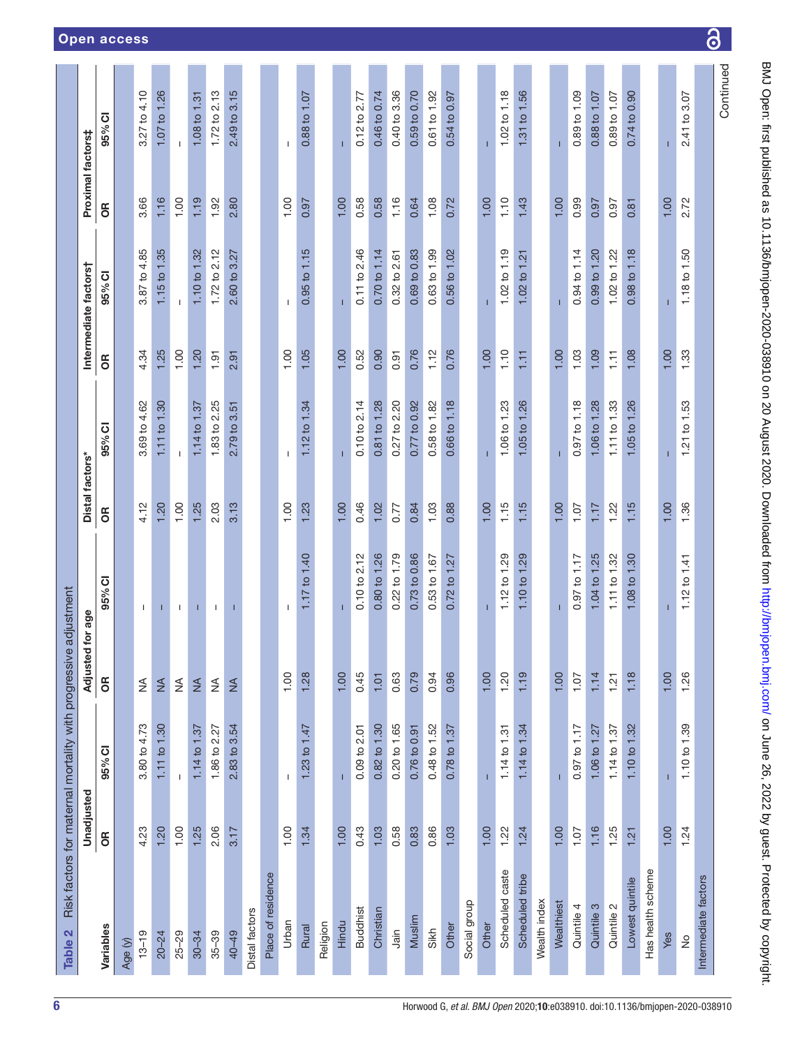**Table 2** Risk factors for maternal mortality with progressive adjustment

| Variables | Unadjusted | | Adjusted for age | | Distal factors* | | Intermediate factors† | | Proximal factors‡ | |
|---|---|---|---|---|---|---|---|---|---|---|
| | OR | 95% CI | OR | 95% CI | OR | 95% CI | OR | 95% CI | OR | 95% CI |
| Age (y) | | | | | | | | | | |
| 13–19 | 4.23 | 3.80 to 4.73 | NA | – | 4.12 | 3.69 to 4.62 | 4.34 | 3.87 to 4.85 | 3.66 | 3.27 to 4.10 |
| 20–24 | 1.20 | 1.11 to 1.30 | NA | – | 1.20 | 1.11 to 1.30 | 1.25 | 1.15 to 1.35 | 1.16 | 1.07 to 1.26 |
| 25–29 | 1.00 | – | NA | – | 1.00 | – | 1.00 | – | 1.00 | – |
| 30–34 | 1.25 | 1.14 to 1.37 | NA | – | 1.25 | 1.14 to 1.37 | 1.20 | 1.10 to 1.32 | 1.19 | 1.08 to 1.31 |
| 35–39 | 2.06 | 1.86 to 2.27 | NA | – | 2.03 | 1.83 to 2.25 | 1.91 | 1.72 to 2.12 | 1.92 | 1.72 to 2.13 |
| 40–49 | 3.17 | 2.83 to 3.54 | NA | – | 3.13 | 2.79 to 3.51 | 2.91 | 2.60 to 3.27 | 2.80 | 2.49 to 3.15 |
| Distal factors | | | | | | | | | | |
| Place of residence | | | | | | | | | | |
| Urban | 1.00 | – | 1.00 | – | 1.00 | – | 1.00 | – | 1.00 | – |
| Rural | 1.34 | 1.23 to 1.47 | 1.28 | 1.17 to 1.40 | 1.23 | 1.12 to 1.34 | 1.05 | 0.95 to 1.15 | 0.97 | 0.88 to 1.07 |
| Religion | | | | | | | | | | |
| Hindu | 1.00 | – | 1.00 | – | 1.00 | – | 1.00 | – | 1.00 | – |
| Buddhist | 0.43 | 0.09 to 2.01 | 0.45 | 0.10 to 2.12 | 0.46 | 0.10 to 2.14 | 0.52 | 0.11 to 2.46 | 0.58 | 0.12 to 2.77 |
| Christian | 1.03 | 0.82 to 1.30 | 1.01 | 0.80 to 1.26 | 1.02 | 0.81 to 1.28 | 0.90 | 0.70 to 1.14 | 0.58 | 0.46 to 0.74 |
| Jain | 0.58 | 0.20 to 1.65 | 0.63 | 0.22 to 1.79 | 0.77 | 0.27 to 2.20 | 0.91 | 0.32 to 2.61 | 1.16 | 0.40 to 3.36 |
| Muslim | 0.83 | 0.76 to 0.91 | 0.79 | 0.73 to 0.86 | 0.84 | 0.77 to 0.92 | 0.76 | 0.69 to 0.83 | 0.64 | 0.59 to 0.70 |
| Sikh | 0.86 | 0.48 to 1.52 | 0.94 | 0.53 to 1.67 | 1.03 | 0.58 to 1.82 | 1.12 | 0.63 to 1.99 | 1.08 | 0.61 to 1.92 |
| Other | 1.03 | 0.78 to 1.37 | 0.96 | 0.72 to 1.27 | 0.88 | 0.66 to 1.18 | 0.76 | 0.56 to 1.02 | 0.72 | 0.54 to 0.97 |
| Social group | | | | | | | | | | |
| Other | 1.00 | – | 1.00 | – | 1.00 | – | 1.00 | – | 1.00 | – |
| Scheduled caste | 1.22 | 1.14 to 1.31 | 1.20 | 1.12 to 1.29 | 1.15 | 1.06 to 1.23 | 1.10 | 1.02 to 1.19 | 1.10 | 1.02 to 1.18 |
| Scheduled tribe | 1.24 | 1.14 to 1.34 | 1.19 | 1.10 to 1.29 | 1.15 | 1.05 to 1.26 | 1.11 | 1.02 to 1.21 | 1.43 | 1.31 to 1.56 |
| Wealth index | | | | | | | | | | |
| Wealthiest | 1.00 | – | 1.00 | – | 1.00 | – | 1.00 | – | 1.00 | – |
| Quintile 4 | 1.07 | 0.97 to 1.17 | 1.07 | 0.97 to 1.17 | 1.07 | 0.97 to 1.18 | 1.03 | 0.94 to 1.14 | 0.99 | 0.89 to 1.09 |
| Quintile 3 | 1.16 | 1.06 to 1.27 | 1.14 | 1.04 to 1.25 | 1.17 | 1.06 to 1.28 | 1.09 | 0.99 to 1.20 | 0.97 | 0.88 to 1.07 |
| Quintile 2 | 1.25 | 1.14 to 1.37 | 1.21 | 1.11 to 1.32 | 1.22 | 1.11 to 1.33 | 1.11 | 1.02 to 1.22 | 0.97 | 0.89 to 1.07 |
| Lowest quintile | 1.21 | 1.10 to 1.32 | 1.18 | 1.08 to 1.30 | 1.15 | 1.05 to 1.26 | 1.08 | 0.98 to 1.18 | 0.81 | 0.74 to 0.90 |
| Has health scheme | | | | | | | | | | |
| Yes | 1.00 | – | 1.00 | – | 1.00 | – | 1.00 | – | 1.00 | – |
| No | 1.24 | 1.10 to 1.39 | 1.26 | 1.12 to 1.41 | 1.36 | 1.21 to 1.53 | 1.33 | 1.18 to 1.50 | 2.72 | 2.41 to 3.07 |
| Intermediate factors | | | | | | | | | | |

Continued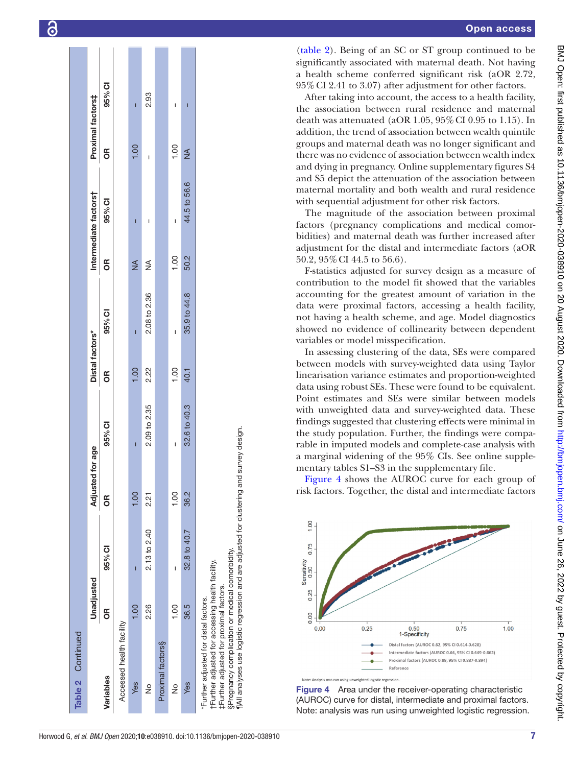**Table 2** Continued

| Variables | Unadjusted | | Adjusted for age | | Distal factors* | | Intermediate factors† | | Proximal factors‡ | |
|---|---|---|---|---|---|---|---|---|---|---|
| | OR | 95% CI | OR | 95% CI | OR | 95% CI | OR | 95% CI | OR | 95% CI |
| Accessed health facility | | | | | | | | | | |
| Yes | 1.00 | – | 1.00 | – | 1.00 | – | NA | – | 1.00 | – |
| No | 2.26 | 2.13 to 2.40 | 2.21 | 2.09 to 2.35 | 2.22 | 2.08 to 2.36 | NA | – | – | 2.93 |
| Proximal factors§ | | | | | | | | | | |
| No | 1.00 | – | 1.00 | – | 1.00 | – | 1.00 | – | 1.00 | – |
| Yes | 36.5 | 32.8 to 40.7 | 36.2 | 32.6 to 40.3 | 40.1 | 35.9 to 44.8 | 50.2 | 44.5 to 56.6 | NA | – |

*Further adjusted for distal factors.
†Further adjusted for accessing health facility.
‡Further adjusted for proximal factors.
§Pregnancy complication or medical comorbidity.
¶All analyses use logistic regression and are adjusted for clustering and survey design.

(table 2). Being of an SC or ST group continued to be significantly associated with maternal death. Not having a health scheme conferred significant risk (aOR 2.72, 95% CI 2.41 to 3.07) after adjustment for other factors.

After taking into account, the access to a health facility, the association between rural residence and maternal death was attenuated (aOR 1.05, 95% CI 0.95 to 1.15). In addition, the trend of association between wealth quintile groups and maternal death was no longer significant and there was no evidence of association between wealth index and dying in pregnancy. Online supplementary figures S4 and S5 depict the attenuation of the association between maternal mortality and both wealth and rural residence with sequential adjustment for other risk factors.

The magnitude of the association between proximal factors (pregnancy complications and medical comorbidities) and maternal death was further increased after adjustment for the distal and intermediate factors (aOR 50.2, 95% CI 44.5 to 56.6).

F-statistics adjusted for survey design as a measure of contribution to the model fit showed that the variables accounting for the greatest amount of variation in the data were proximal factors, accessing a health facility, not having a health scheme, and age. Model diagnostics showed no evidence of collinearity between dependent variables or model misspecification.

In assessing clustering of the data, SEs were compared between models with survey-weighted data using Taylor linearisation variance estimates and proportion-weighted data using robust SEs. These were found to be equivalent. Point estimates and SEs were similar between models with unweighted data and survey-weighted data. These findings suggested that clustering effects were minimal in the study population. Further, the findings were comparable in imputed models and complete-case analysis with a marginal widening of the 95% CIs. See online supplementary tables S1–S3 in the supplementary file.

Figure 4 shows the AUROC curve for each group of risk factors. Together, the distal and intermediate factors

Distal factors (AUROC 0.62, 95% CI 0.614-0.628)
Intermediate factors (AUROC 0.66, 95% CI 0.649-0.662)
Proximal factors (AUROC 0.89, 95% CI 0.887-0.894)
Reference

Note: Analysis was run using unweighted logistic regression.

**Figure 4** Area under the receiver-operating characteristic (AUROC) curve for distal, intermediate and proximal factors. Note: analysis was run using unweighted logistic regression.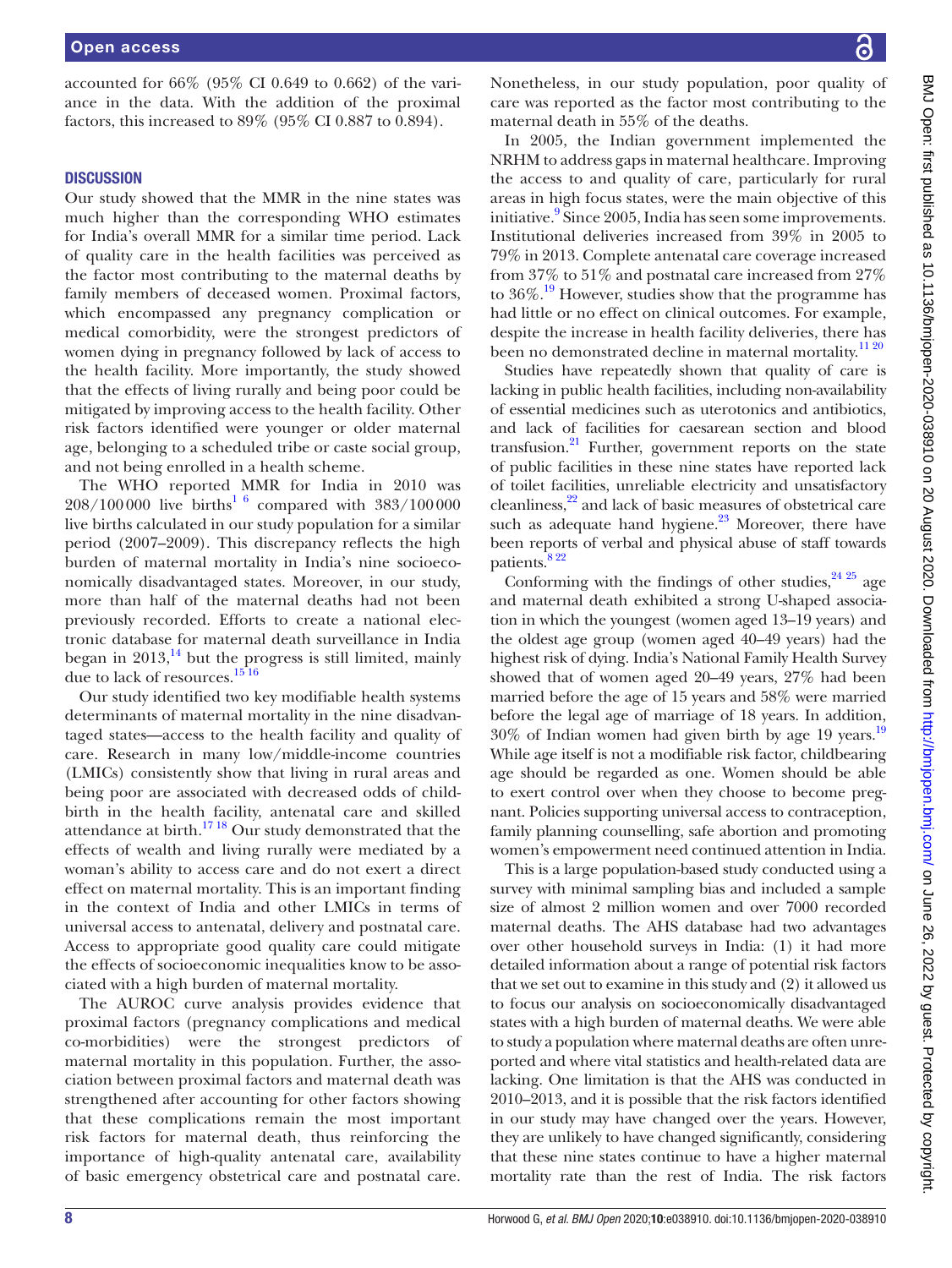accounted for 66% (95% CI 0.649 to 0.662) of the variance in the data. With the addition of the proximal factors, this increased to 89% (95% CI 0.887 to 0.894).

## DISCUSSION

Our study showed that the MMR in the nine states was much higher than the corresponding WHO estimates for India's overall MMR for a similar time period. Lack of quality care in the health facilities was perceived as the factor most contributing to the maternal deaths by family members of deceased women. Proximal factors, which encompassed any pregnancy complication or medical comorbidity, were the strongest predictors of women dying in pregnancy followed by lack of access to the health facility. More importantly, the study showed that the effects of living rurally and being poor could be mitigated by improving access to the health facility. Other risk factors identified were younger or older maternal age, belonging to a scheduled tribe or caste social group, and not being enrolled in a health scheme.

The WHO reported MMR for India in 2010 was 208/100 000 live births[1 6] compared with 383/100 000 live births calculated in our study population for a similar period (2007–2009). This discrepancy reflects the high burden of maternal mortality in India's nine socioeconomically disadvantaged states. Moreover, in our study, more than half of the maternal deaths had not been previously recorded. Efforts to create a national electronic database for maternal death surveillance in India began in 2013,[14] but the progress is still limited, mainly due to lack of resources.[15 16]

Our study identified two key modifiable health systems determinants of maternal mortality in the nine disadvantaged states—access to the health facility and quality of care. Research in many low/middle-income countries (LMICs) consistently show that living in rural areas and being poor are associated with decreased odds of childbirth in the health facility, antenatal care and skilled attendance at birth.[17 18] Our study demonstrated that the effects of wealth and living rurally were mediated by a woman's ability to access care and do not exert a direct effect on maternal mortality. This is an important finding in the context of India and other LMICs in terms of universal access to antenatal, delivery and postnatal care. Access to appropriate good quality care could mitigate the effects of socioeconomic inequalities know to be associated with a high burden of maternal mortality.

The AUROC curve analysis provides evidence that proximal factors (pregnancy complications and medical co-morbidities) were the strongest predictors of maternal mortality in this population. Further, the association between proximal factors and maternal death was strengthened after accounting for other factors showing that these complications remain the most important risk factors for maternal death, thus reinforcing the importance of high-quality antenatal care, availability of basic emergency obstetrical care and postnatal care. Nonetheless, in our study population, poor quality of care was reported as the factor most contributing to the maternal death in 55% of the deaths.

In 2005, the Indian government implemented the NRHM to address gaps in maternal healthcare. Improving the access to and quality of care, particularly for rural areas in high focus states, were the main objective of this initiative.[9] Since 2005, India has seen some improvements. Institutional deliveries increased from 39% in 2005 to 79% in 2013. Complete antenatal care coverage increased from 37% to 51% and postnatal care increased from 27% to 36%.[19] However, studies show that the programme has had little or no effect on clinical outcomes. For example, despite the increase in health facility deliveries, there has been no demonstrated decline in maternal mortality.[11 20]

Studies have repeatedly shown that quality of care is lacking in public health facilities, including non-availability of essential medicines such as uterotonics and antibiotics, and lack of facilities for caesarean section and blood transfusion.[21] Further, government reports on the state of public facilities in these nine states have reported lack of toilet facilities, unreliable electricity and unsatisfactory cleanliness,[22] and lack of basic measures of obstetrical care such as adequate hand hygiene.[23] Moreover, there have been reports of verbal and physical abuse of staff towards patients.[8 22]

Conforming with the findings of other studies,[24 25] age and maternal death exhibited a strong U-shaped association in which the youngest (women aged 13–19 years) and the oldest age group (women aged 40–49 years) had the highest risk of dying. India's National Family Health Survey showed that of women aged 20–49 years, 27% had been married before the age of 15 years and 58% were married before the legal age of marriage of 18 years. In addition, 30% of Indian women had given birth by age 19 years.[19] While age itself is not a modifiable risk factor, childbearing age should be regarded as one. Women should be able to exert control over when they choose to become pregnant. Policies supporting universal access to contraception, family planning counselling, safe abortion and promoting women's empowerment need continued attention in India.

This is a large population-based study conducted using a survey with minimal sampling bias and included a sample size of almost 2 million women and over 7000 recorded maternal deaths. The AHS database had two advantages over other household surveys in India: (1) it had more detailed information about a range of potential risk factors that we set out to examine in this study and (2) it allowed us to focus our analysis on socioeconomically disadvantaged states with a high burden of maternal deaths. We were able to study a population where maternal deaths are often unreported and where vital statistics and health-related data are lacking. One limitation is that the AHS was conducted in 2010–2013, and it is possible that the risk factors identified in our study may have changed over the years. However, they are unlikely to have changed significantly, considering that these nine states continue to have a higher maternal mortality rate than the rest of India. The risk factors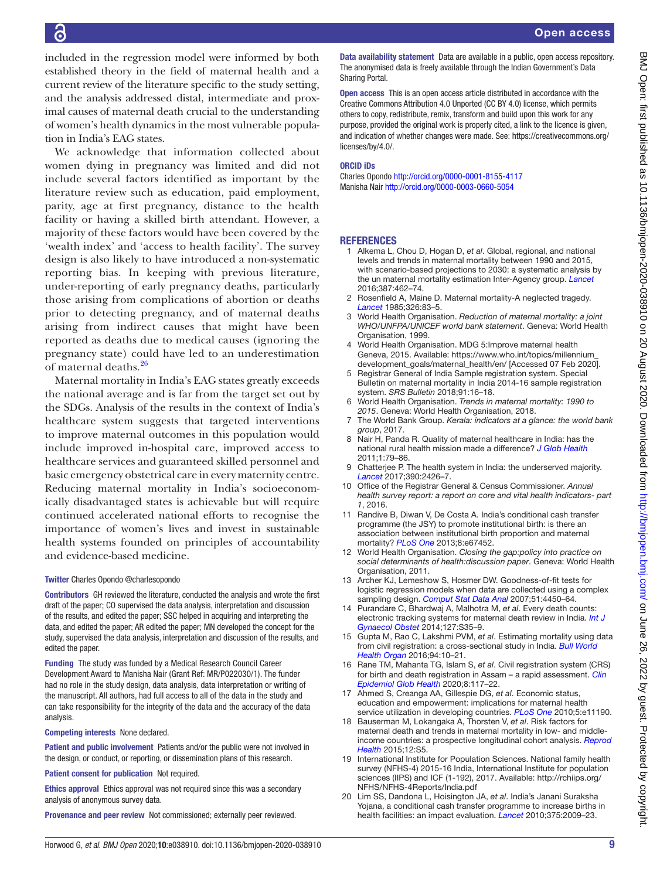included in the regression model were informed by both established theory in the field of maternal health and a current review of the literature specific to the study setting, and the analysis addressed distal, intermediate and proximal causes of maternal death crucial to the understanding of women's health dynamics in the most vulnerable population in India's EAG states.

We acknowledge that information collected about women dying in pregnancy was limited and did not include several factors identified as important by the literature review such as education, paid employment, parity, age at first pregnancy, distance to the health facility or having a skilled birth attendant. However, a majority of these factors would have been covered by the 'wealth index' and 'access to health facility'. The survey design is also likely to have introduced a non-systematic reporting bias. In keeping with previous literature, under-reporting of early pregnancy deaths, particularly those arising from complications of abortion or deaths prior to detecting pregnancy, and of maternal deaths arising from indirect causes that might have been reported as deaths due to medical causes (ignoring the pregnancy state) could have led to an underestimation of maternal deaths.[26]

Maternal mortality in India's EAG states greatly exceeds the national average and is far from the target set out by the SDGs. Analysis of the results in the context of India's healthcare system suggests that targeted interventions to improve maternal outcomes in this population would include improved in-hospital care, improved access to healthcare services and guaranteed skilled personnel and basic emergency obstetrical care in every maternity centre. Reducing maternal mortality in India's socioeconomically disadvantaged states is achievable but will require continued accelerated national efforts to recognise the importance of women's lives and invest in sustainable health systems founded on principles of accountability and evidence-based medicine.

**Twitter** Charles Opondo @charlesopondo

**Contributors** GH reviewed the literature, conducted the analysis and wrote the first draft of the paper; CO supervised the data analysis, interpretation and discussion of the results, and edited the paper; SSC helped in acquiring and interpreting the data, and edited the paper; AR edited the paper; MN developed the concept for the study, supervised the data analysis, interpretation and discussion of the results, and edited the paper.

**Funding** The study was funded by a Medical Research Council Career Development Award to Manisha Nair (Grant Ref: MR/P022030/1). The funder had no role in the study design, data analysis, data interpretation or writing of the manuscript. All authors, had full access to all of the data in the study and can take responsibility for the integrity of the data and the accuracy of the data analysis.

**Competing interests** None declared.

**Patient and public involvement** Patients and/or the public were not involved in the design, or conduct, or reporting, or dissemination plans of this research.

**Patient consent for publication** Not required.

**Ethics approval** Ethics approval was not required since this was a secondary analysis of anonymous survey data.

**Provenance and peer review** Not commissioned; externally peer reviewed.

**Data availability statement** Data are available in a public, open access repository. The anonymised data is freely available through the Indian Government's Data Sharing Portal.

**Open access** This is an open access article distributed in accordance with the Creative Commons Attribution 4.0 Unported (CC BY 4.0) license, which permits others to copy, redistribute, remix, transform and build upon this work for any purpose, provided the original work is properly cited, a link to the licence is given, and indication of whether changes were made. See: https://creativecommons.org/licenses/by/4.0/.

**ORCID iDs**
Charles Opondo http://orcid.org/0000-0001-8155-4117
Manisha Nair http://orcid.org/0000-0003-0660-5054

## REFERENCES

1. Alkema L, Chou D, Hogan D, *et al*. Global, regional, and national levels and trends in maternal mortality between 1990 and 2015, with scenario-based projections to 2030: a systematic analysis by the un maternal mortality estimation Inter-Agency group. *Lancet* 2016;387:462–74.
2. Rosenfield A, Maine D. Maternal mortality-A neglected tragedy. *Lancet* 1985;326:83–5.
3. World Health Organisation. *Reduction of maternal mortality: a joint WHO/UNFPA/UNICEF world bank statement*. Geneva: World Health Organisation, 1999.
4. World Health Organisation. MDG 5:Improve maternal health Geneva, 2015. Available: https://www.who.int/topics/millennium_development_goals/maternal_health/en/ [Accessed 07 Feb 2020].
5. Registrar General of India Sample registration system. Special Bulletin on maternal mortality in India 2014-16 sample registration system. *SRS Bulletin* 2018;91:16–18.
6. World Health Organisation. *Trends in maternal mortality: 1990 to 2015*. Geneva: World Health Organisation, 2018.
7. The World Bank Group. *Kerala: indicators at a glance: the world bank group*, 2017.
8. Nair H, Panda R. Quality of maternal healthcare in India: has the national rural health mission made a difference? *J Glob Health* 2011;1:79–86.
9. Chatterjee P. The health system in India: the underserved majority. *Lancet* 2017;390:2426–7.
10. Office of the Registrar General & Census Commissioner. *Annual health survey report: a report on core and vital health indicators- part 1*, 2016.
11. Randive B, Diwan V, De Costa A. India's conditional cash transfer programme (the JSY) to promote institutional birth: is there an association between institutional birth proportion and maternal mortality? *PLoS One* 2013;8:e67452.
12. World Health Organisation. *Closing the gap:policy into practice on social determinants of health:discussion paper*. Geneva: World Health Organisation, 2011.
13. Archer KJ, Lemeshow S, Hosmer DW. Goodness-of-fit tests for logistic regression models when data are collected using a complex sampling design. *Comput Stat Data Anal* 2007;51:4450–64.
14. Purandare C, Bhardwaj A, Malhotra M, *et al*. Every death counts: electronic tracking systems for maternal death review in India. *Int J Gynaecol Obstet* 2014;127:S35–9.
15. Gupta M, Rao C, Lakshmi PVM, *et al*. Estimating mortality using data from civil registration: a cross-sectional study in India. *Bull World Health Organ* 2016;94:10–21.
16. Rane TM, Mahanta TG, Islam S, *et al*. Civil registration system (CRS) for birth and death registration in Assam – a rapid assessment. *Clin Epidemiol Glob Health* 2020;8:117–22.
17. Ahmed S, Creanga AA, Gillespie DG, *et al*. Economic status, education and empowerment: implications for maternal health service utilization in developing countries. *PLoS One* 2010;5:e11190.
18. Bauserman M, Lokangaka A, Thorsten V, *et al*. Risk factors for maternal death and trends in maternal mortality in low- and middle-income countries: a prospective longitudinal cohort analysis. *Reprod Health* 2015;12:S5.
19. International Institute for Population Sciences. National family health survey (NFHS-4) 2015-16 India, International Institute for population sciences (IIPS) and ICF (1-192), 2017. Available: http://rchiips.org/NFHS/NFHS-4Reports/India.pdf
20. Lim SS, Dandona L, Hoisington JA, *et al*. India's Janani Suraksha Yojana, a conditional cash transfer programme to increase births in health facilities: an impact evaluation. *Lancet* 2010;375:2009–23.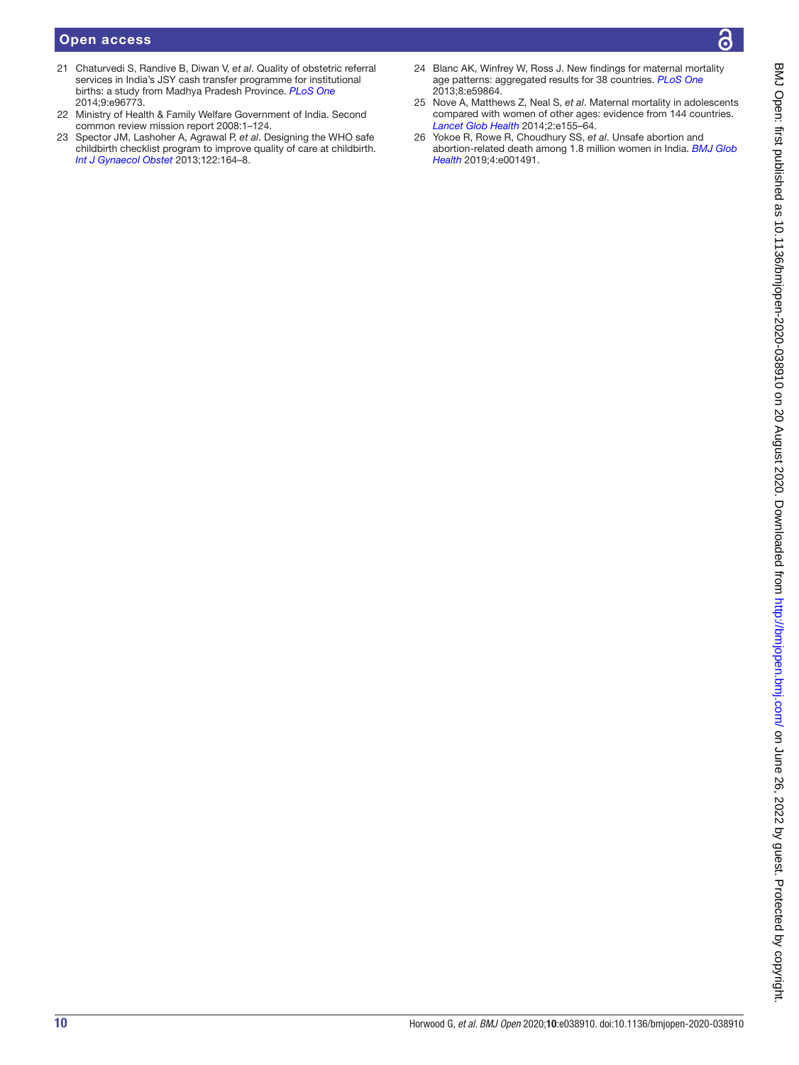21 Chaturvedi S, Randive B, Diwan V, *et al*. Quality of obstetric referral services in India's JSY cash transfer programme for institutional births: a study from Madhya Pradesh Province. *PLoS One* 2014;9:e96773.

22 Ministry of Health & Family Welfare Government of India. Second common review mission report 2008:1–124.

23 Spector JM, Lashoher A, Agrawal P, *et al*. Designing the WHO safe childbirth checklist program to improve quality of care at childbirth. *Int J Gynaecol Obstet* 2013;122:164–8.

24 Blanc AK, Winfrey W, Ross J. New findings for maternal mortality age patterns: aggregated results for 38 countries. *PLoS One* 2013;8:e59864.

25 Nove A, Matthews Z, Neal S, *et al*. Maternal mortality in adolescents compared with women of other ages: evidence from 144 countries. *Lancet Glob Health* 2014;2:e155–64.

26 Yokoe R, Rowe R, Choudhury SS, *et al*. Unsafe abortion and abortion-related death among 1.8 million women in India. *BMJ Glob Health* 2019;4:e001491.